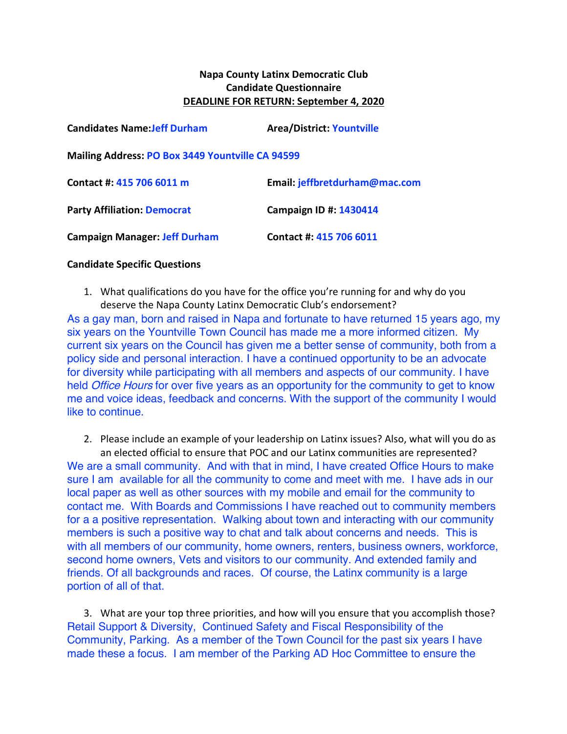**Napa County Latinx Democratic Club**
**Candidate Questionnaire**
**DEADLINE FOR RETURN: September 4, 2020**

**Candidates Name:** Jeff Durham  **Area/District:** Yountville

**Mailing Address:** PO Box 3449 Yountville CA 94599

**Contact #:** 415 706 6011 m  **Email:** jeffbretdurham@mac.com

**Party Affiliation:** Democrat  **Campaign ID #:** 1430414

**Campaign Manager:** Jeff Durham  **Contact #:** 415 706 6011

**Candidate Specific Questions**

1. What qualifications do you have for the office you're running for and why do you deserve the Napa County Latinx Democratic Club's endorsement?

As a gay man, born and raised in Napa and fortunate to have returned 15 years ago, my six years on the Yountville Town Council has made me a more informed citizen. My current six years on the Council has given me a better sense of community, both from a policy side and personal interaction. I have a continued opportunity to be an advocate for diversity while participating with all members and aspects of our community. I have held *Office Hours* for over five years as an opportunity for the community to get to know me and voice ideas, feedback and concerns. With the support of the community I would like to continue.

2. Please include an example of your leadership on Latinx issues? Also, what will you do as an elected official to ensure that POC and our Latinx communities are represented?

We are a small community. And with that in mind, I have created Office Hours to make sure I am available for all the community to come and meet with me. I have ads in our local paper as well as other sources with my mobile and email for the community to contact me. With Boards and Commissions I have reached out to community members for a a positive representation. Walking about town and interacting with our community members is such a positive way to chat and talk about concerns and needs. This is with all members of our community, home owners, renters, business owners, workforce, second home owners, Vets and visitors to our community. And extended family and friends. Of all backgrounds and races. Of course, the Latinx community is a large portion of all of that.

3. What are your top three priorities, and how will you ensure that you accomplish those?

Retail Support & Diversity, Continued Safety and Fiscal Responsibility of the Community, Parking. As a member of the Town Council for the past six years I have made these a focus. I am member of the Parking AD Hoc Committee to ensure the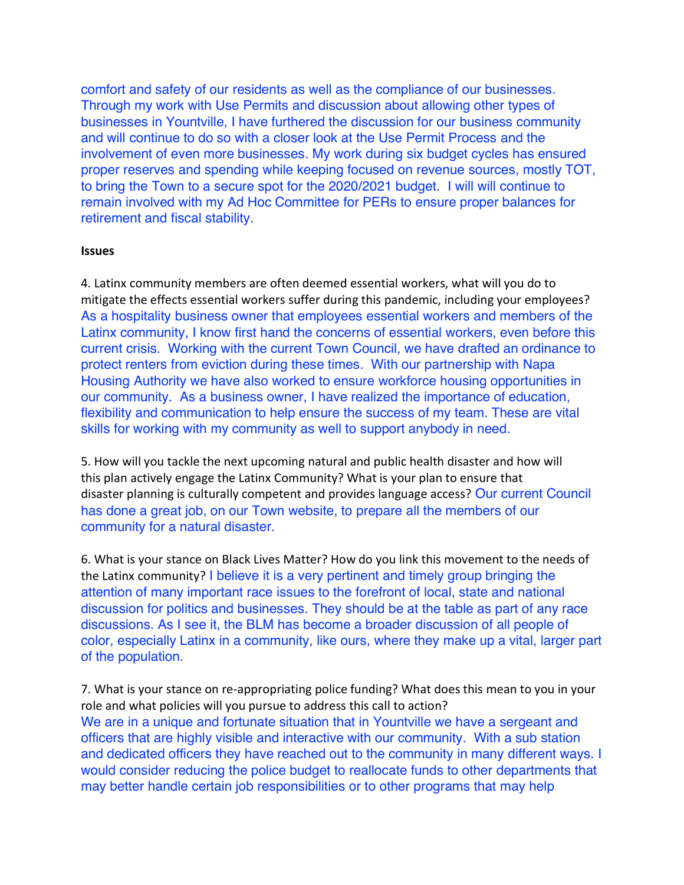comfort and safety of our residents as well as the compliance of our businesses. Through my work with Use Permits and discussion about allowing other types of businesses in Yountville, I have furthered the discussion for our business community and will continue to do so with a closer look at the Use Permit Process and the involvement of even more businesses. My work during six budget cycles has ensured proper reserves and spending while keeping focused on revenue sources, mostly TOT, to bring the Town to a secure spot for the 2020/2021 budget. I will will continue to remain involved with my Ad Hoc Committee for PERs to ensure proper balances for retirement and fiscal stability.

**Issues**

4. Latinx community members are often deemed essential workers, what will you do to mitigate the effects essential workers suffer during this pandemic, including your employees? As a hospitality business owner that employees essential workers and members of the Latinx community, I know first hand the concerns of essential workers, even before this current crisis. Working with the current Town Council, we have drafted an ordinance to protect renters from eviction during these times. With our partnership with Napa Housing Authority we have also worked to ensure workforce housing opportunities in our community. As a business owner, I have realized the importance of education, flexibility and communication to help ensure the success of my team. These are vital skills for working with my community as well to support anybody in need.

5. How will you tackle the next upcoming natural and public health disaster and how will this plan actively engage the Latinx Community? What is your plan to ensure that disaster planning is culturally competent and provides language access? Our current Council has done a great job, on our Town website, to prepare all the members of our community for a natural disaster.

6. What is your stance on Black Lives Matter? How do you link this movement to the needs of the Latinx community? I believe it is a very pertinent and timely group bringing the attention of many important race issues to the forefront of local, state and national discussion for politics and businesses. They should be at the table as part of any race discussions. As I see it, the BLM has become a broader discussion of all people of color, especially Latinx in a community, like ours, where they make up a vital, larger part of the population.

7. What is your stance on re-appropriating police funding? What does this mean to you in your role and what policies will you pursue to address this call to action?
We are in a unique and fortunate situation that in Yountville we have a sergeant and officers that are highly visible and interactive with our community. With a sub station and dedicated officers they have reached out to the community in many different ways. I would consider reducing the police budget to reallocate funds to other departments that may better handle certain job responsibilities or to other programs that may help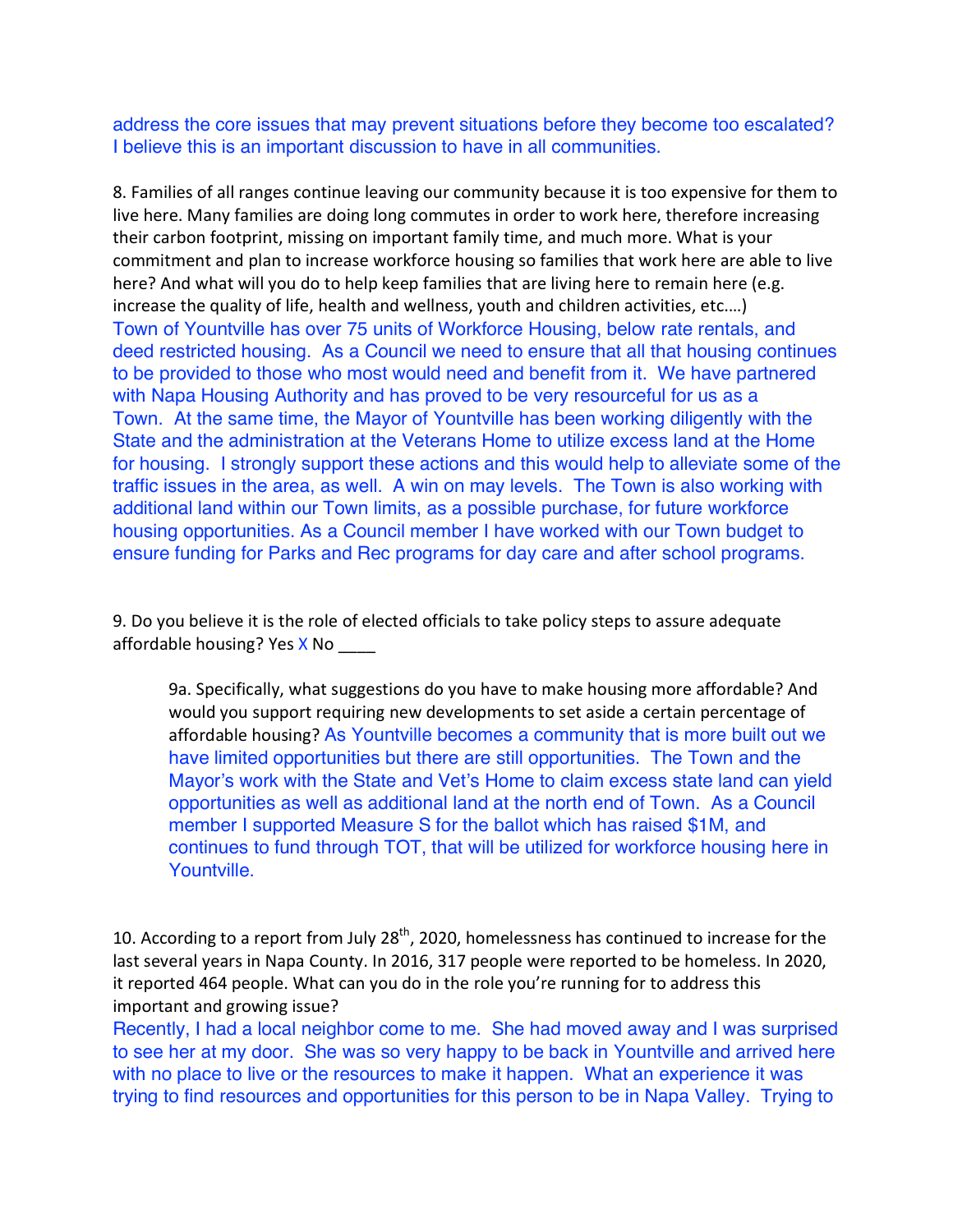address the core issues that may prevent situations before they become too escalated? I believe this is an important discussion to have in all communities.

8. Families of all ranges continue leaving our community because it is too expensive for them to live here. Many families are doing long commutes in order to work here, therefore increasing their carbon footprint, missing on important family time, and much more. What is your commitment and plan to increase workforce housing so families that work here are able to live here? And what will you do to help keep families that are living here to remain here (e.g. increase the quality of life, health and wellness, youth and children activities, etc.…)

Town of Yountville has over 75 units of Workforce Housing, below rate rentals, and deed restricted housing. As a Council we need to ensure that all that housing continues to be provided to those who most would need and benefit from it. We have partnered with Napa Housing Authority and has proved to be very resourceful for us as a Town. At the same time, the Mayor of Yountville has been working diligently with the State and the administration at the Veterans Home to utilize excess land at the Home for housing. I strongly support these actions and this would help to alleviate some of the traffic issues in the area, as well. A win on may levels. The Town is also working with additional land within our Town limits, as a possible purchase, for future workforce housing opportunities. As a Council member I have worked with our Town budget to ensure funding for Parks and Rec programs for day care and after school programs.

9. Do you believe it is the role of elected officials to take policy steps to assure adequate affordable housing? Yes X No ____

> 9a. Specifically, what suggestions do you have to make housing more affordable? And would you support requiring new developments to set aside a certain percentage of affordable housing? As Yountville becomes a community that is more built out we have limited opportunities but there are still opportunities. The Town and the Mayor's work with the State and Vet's Home to claim excess state land can yield opportunities as well as additional land at the north end of Town. As a Council member I supported Measure S for the ballot which has raised $1M, and continues to fund through TOT, that will be utilized for workforce housing here in Yountville.

10. According to a report from July 28th, 2020, homelessness has continued to increase for the last several years in Napa County. In 2016, 317 people were reported to be homeless. In 2020, it reported 464 people. What can you do in the role you're running for to address this important and growing issue?

Recently, I had a local neighbor come to me. She had moved away and I was surprised to see her at my door. She was so very happy to be back in Yountville and arrived here with no place to live or the resources to make it happen. What an experience it was trying to find resources and opportunities for this person to be in Napa Valley. Trying to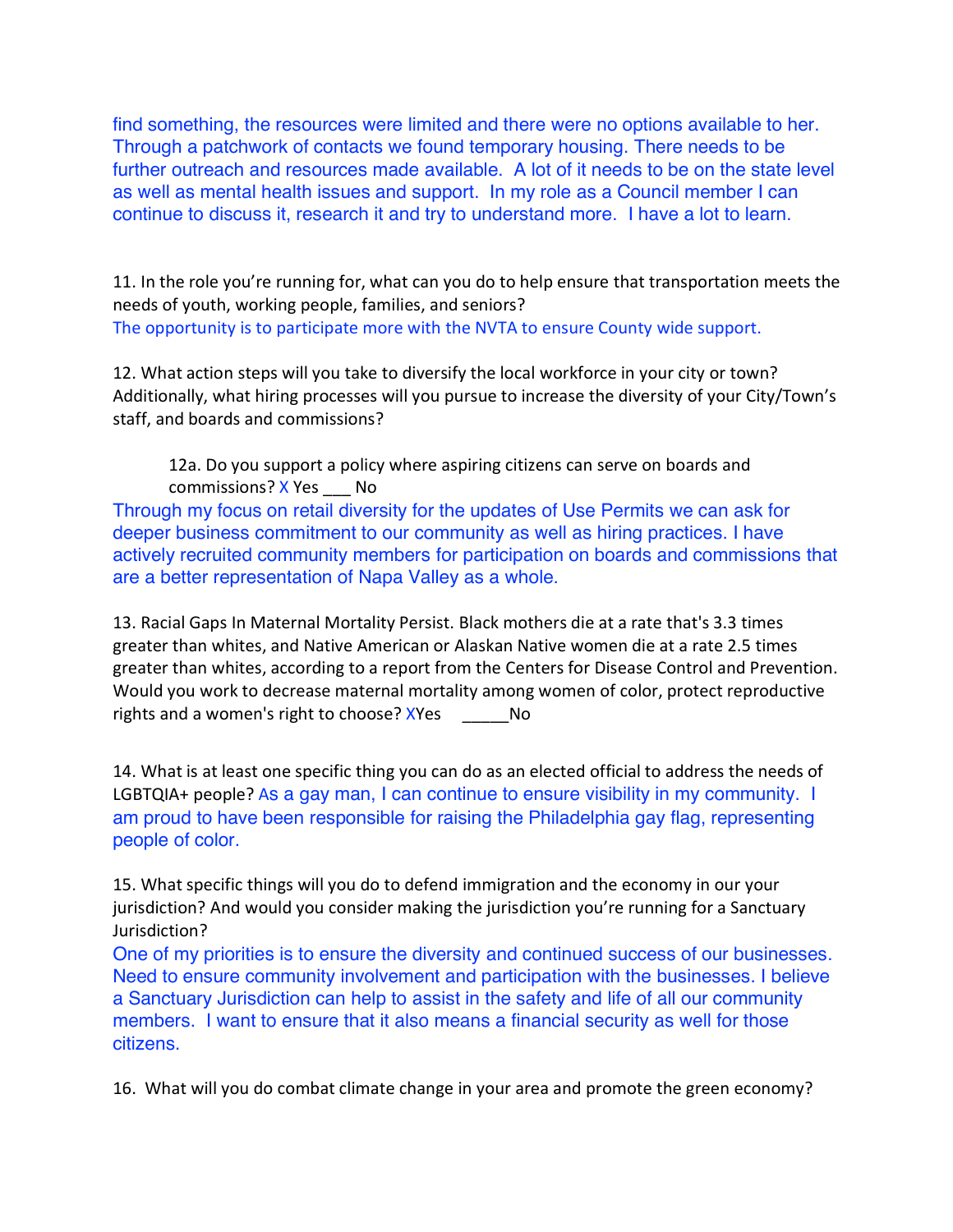find something, the resources were limited and there were no options available to her. Through a patchwork of contacts we found temporary housing. There needs to be further outreach and resources made available. A lot of it needs to be on the state level as well as mental health issues and support. In my role as a Council member I can continue to discuss it, research it and try to understand more. I have a lot to learn.

11. In the role you're running for, what can you do to help ensure that transportation meets the needs of youth, working people, families, and seniors?
The opportunity is to participate more with the NVTA to ensure County wide support.

12. What action steps will you take to diversify the local workforce in your city or town? Additionally, what hiring processes will you pursue to increase the diversity of your City/Town's staff, and boards and commissions?

> 12a. Do you support a policy where aspiring citizens can serve on boards and commissions? X Yes ___ No

Through my focus on retail diversity for the updates of Use Permits we can ask for deeper business commitment to our community as well as hiring practices. I have actively recruited community members for participation on boards and commissions that are a better representation of Napa Valley as a whole.

13. Racial Gaps In Maternal Mortality Persist. Black mothers die at a rate that's 3.3 times greater than whites, and Native American or Alaskan Native women die at a rate 2.5 times greater than whites, according to a report from the Centers for Disease Control and Prevention. Would you work to decrease maternal mortality among women of color, protect reproductive rights and a women's right to choose? XYes _____No

14. What is at least one specific thing you can do as an elected official to address the needs of LGBTQIA+ people? As a gay man, I can continue to ensure visibility in my community. I am proud to have been responsible for raising the Philadelphia gay flag, representing people of color.

15. What specific things will you do to defend immigration and the economy in our your jurisdiction? And would you consider making the jurisdiction you're running for a Sanctuary Jurisdiction?
One of my priorities is to ensure the diversity and continued success of our businesses. Need to ensure community involvement and participation with the businesses. I believe a Sanctuary Jurisdiction can help to assist in the safety and life of all our community members. I want to ensure that it also means a financial security as well for those citizens.

16. What will you do combat climate change in your area and promote the green economy?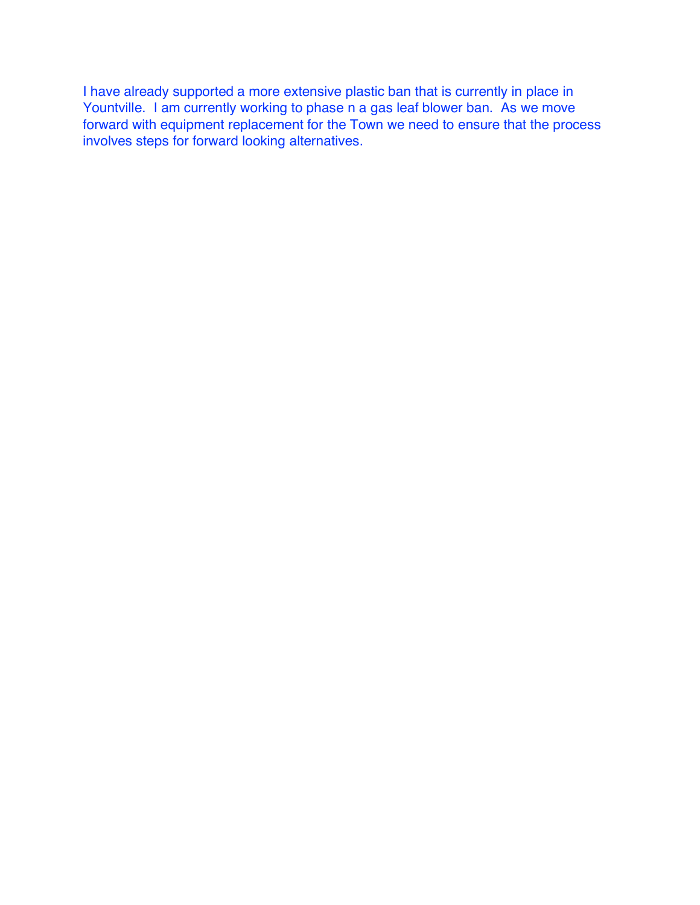I have already supported a more extensive plastic ban that is currently in place in Yountville. I am currently working to phase n a gas leaf blower ban. As we move forward with equipment replacement for the Town we need to ensure that the process involves steps for forward looking alternatives.